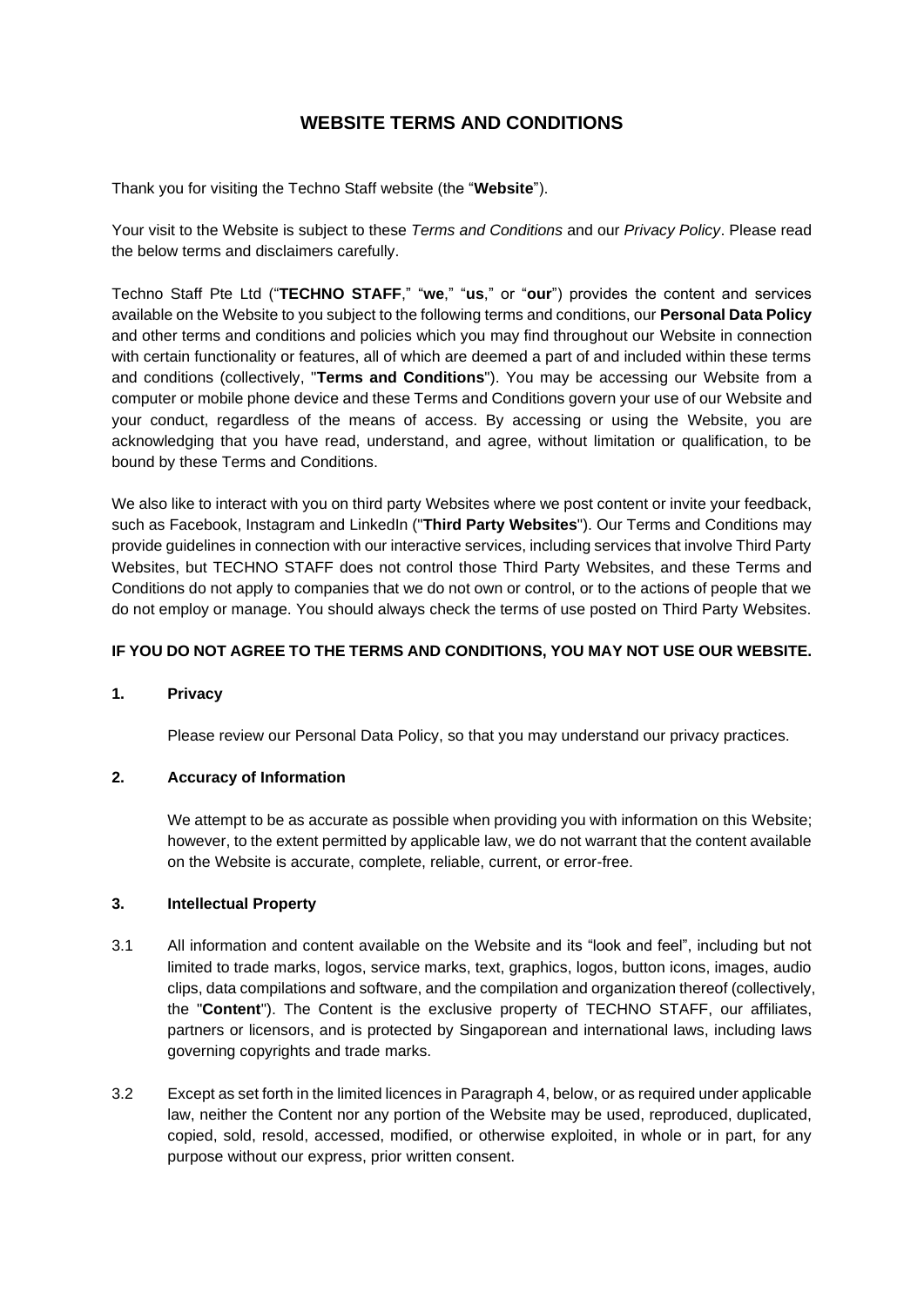# WEBSITE TERMS AND CONDITIONS

Thank you for visiting the Techno Staff website (the "**Website**").

Your visit to the Website is subject to these *Terms and Conditions* and our *Privacy Policy*. Please read the below terms and disclaimers carefully.

Techno Staff Pte Ltd ("**TECHNO STAFF**," "**we**," "**us**," or "**our**") provides the content and services available on the Website to you subject to the following terms and conditions, our **Personal Data Policy** and other terms and conditions and policies which you may find throughout our Website in connection with certain functionality or features, all of which are deemed a part of and included within these terms and conditions (collectively, "**Terms and Conditions**"). You may be accessing our Website from a computer or mobile phone device and these Terms and Conditions govern your use of our Website and your conduct, regardless of the means of access. By accessing or using the Website, you are acknowledging that you have read, understand, and agree, without limitation or qualification, to be bound by these Terms and Conditions.

We also like to interact with you on third party Websites where we post content or invite your feedback, such as Facebook, Instagram and LinkedIn ("**Third Party Websites**"). Our Terms and Conditions may provide guidelines in connection with our interactive services, including services that involve Third Party Websites, but TECHNO STAFF does not control those Third Party Websites, and these Terms and Conditions do not apply to companies that we do not own or control, or to the actions of people that we do not employ or manage. You should always check the terms of use posted on Third Party Websites.

**IF YOU DO NOT AGREE TO THE TERMS AND CONDITIONS, YOU MAY NOT USE OUR WEBSITE.**

## 1. Privacy

Please review our Personal Data Policy, so that you may understand our privacy practices.

## 2. Accuracy of Information

We attempt to be as accurate as possible when providing you with information on this Website; however, to the extent permitted by applicable law, we do not warrant that the content available on the Website is accurate, complete, reliable, current, or error-free.

## 3. Intellectual Property

3.1 All information and content available on the Website and its "look and feel", including but not limited to trade marks, logos, service marks, text, graphics, logos, button icons, images, audio clips, data compilations and software, and the compilation and organization thereof (collectively, the "**Content**"). The Content is the exclusive property of TECHNO STAFF, our affiliates, partners or licensors, and is protected by Singaporean and international laws, including laws governing copyrights and trade marks.

3.2 Except as set forth in the limited licences in Paragraph 4, below, or as required under applicable law, neither the Content nor any portion of the Website may be used, reproduced, duplicated, copied, sold, resold, accessed, modified, or otherwise exploited, in whole or in part, for any purpose without our express, prior written consent.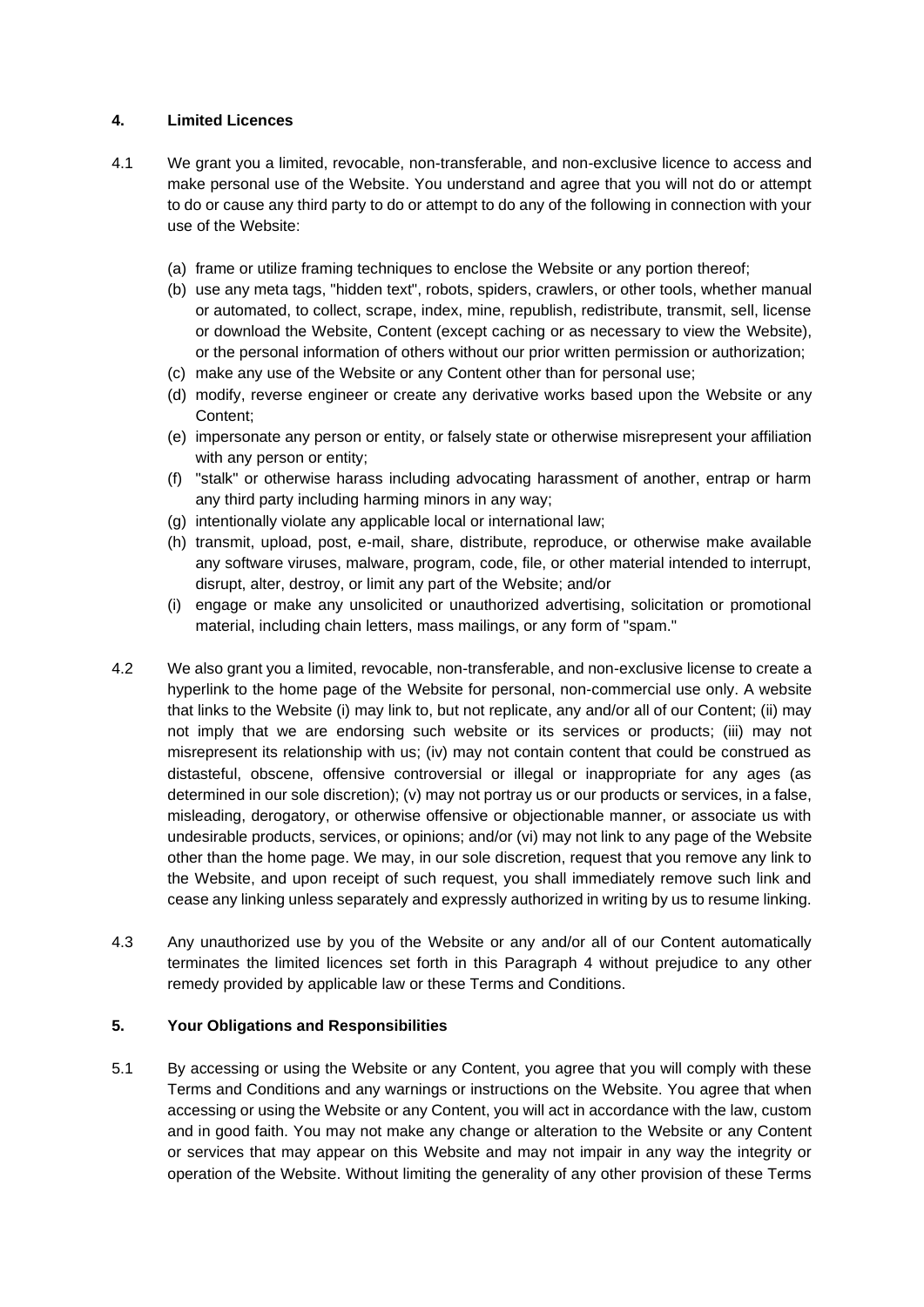## 4. Limited Licences

4.1 We grant you a limited, revocable, non-transferable, and non-exclusive licence to access and make personal use of the Website. You understand and agree that you will not do or attempt to do or cause any third party to do or attempt to do any of the following in connection with your use of the Website:

(a) frame or utilize framing techniques to enclose the Website or any portion thereof;
(b) use any meta tags, "hidden text", robots, spiders, crawlers, or other tools, whether manual or automated, to collect, scrape, index, mine, republish, redistribute, transmit, sell, license or download the Website, Content (except caching or as necessary to view the Website), or the personal information of others without our prior written permission or authorization;
(c) make any use of the Website or any Content other than for personal use;
(d) modify, reverse engineer or create any derivative works based upon the Website or any Content;
(e) impersonate any person or entity, or falsely state or otherwise misrepresent your affiliation with any person or entity;
(f) "stalk" or otherwise harass including advocating harassment of another, entrap or harm any third party including harming minors in any way;
(g) intentionally violate any applicable local or international law;
(h) transmit, upload, post, e-mail, share, distribute, reproduce, or otherwise make available any software viruses, malware, program, code, file, or other material intended to interrupt, disrupt, alter, destroy, or limit any part of the Website; and/or
(i) engage or make any unsolicited or unauthorized advertising, solicitation or promotional material, including chain letters, mass mailings, or any form of "spam."

4.2 We also grant you a limited, revocable, non-transferable, and non-exclusive license to create a hyperlink to the home page of the Website for personal, non-commercial use only. A website that links to the Website (i) may link to, but not replicate, any and/or all of our Content; (ii) may not imply that we are endorsing such website or its services or products; (iii) may not misrepresent its relationship with us; (iv) may not contain content that could be construed as distasteful, obscene, offensive controversial or illegal or inappropriate for any ages (as determined in our sole discretion); (v) may not portray us or our products or services, in a false, misleading, derogatory, or otherwise offensive or objectionable manner, or associate us with undesirable products, services, or opinions; and/or (vi) may not link to any page of the Website other than the home page. We may, in our sole discretion, request that you remove any link to the Website, and upon receipt of such request, you shall immediately remove such link and cease any linking unless separately and expressly authorized in writing by us to resume linking.

4.3 Any unauthorized use by you of the Website or any and/or all of our Content automatically terminates the limited licences set forth in this Paragraph 4 without prejudice to any other remedy provided by applicable law or these Terms and Conditions.

## 5. Your Obligations and Responsibilities

5.1 By accessing or using the Website or any Content, you agree that you will comply with these Terms and Conditions and any warnings or instructions on the Website. You agree that when accessing or using the Website or any Content, you will act in accordance with the law, custom and in good faith. You may not make any change or alteration to the Website or any Content or services that may appear on this Website and may not impair in any way the integrity or operation of the Website. Without limiting the generality of any other provision of these Terms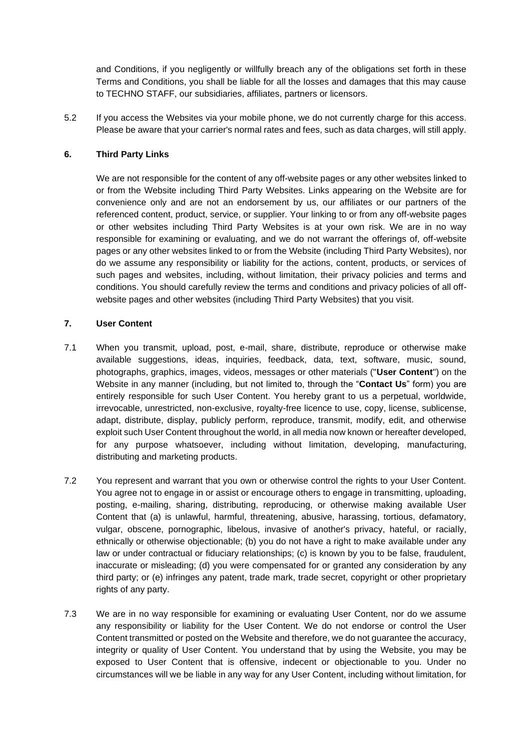and Conditions, if you negligently or willfully breach any of the obligations set forth in these Terms and Conditions, you shall be liable for all the losses and damages that this may cause to TECHNO STAFF, our subsidiaries, affiliates, partners or licensors.

5.2 If you access the Websites via your mobile phone, we do not currently charge for this access. Please be aware that your carrier's normal rates and fees, such as data charges, will still apply.

## 6. Third Party Links

We are not responsible for the content of any off-website pages or any other websites linked to or from the Website including Third Party Websites. Links appearing on the Website are for convenience only and are not an endorsement by us, our affiliates or our partners of the referenced content, product, service, or supplier. Your linking to or from any off-website pages or other websites including Third Party Websites is at your own risk. We are in no way responsible for examining or evaluating, and we do not warrant the offerings of, off-website pages or any other websites linked to or from the Website (including Third Party Websites), nor do we assume any responsibility or liability for the actions, content, products, or services of such pages and websites, including, without limitation, their privacy policies and terms and conditions. You should carefully review the terms and conditions and privacy policies of all off-website pages and other websites (including Third Party Websites) that you visit.

## 7. User Content

7.1 When you transmit, upload, post, e-mail, share, distribute, reproduce or otherwise make available suggestions, ideas, inquiries, feedback, data, text, software, music, sound, photographs, graphics, images, videos, messages or other materials ("**User Content**") on the Website in any manner (including, but not limited to, through the "**Contact Us**" form) you are entirely responsible for such User Content. You hereby grant to us a perpetual, worldwide, irrevocable, unrestricted, non-exclusive, royalty-free licence to use, copy, license, sublicense, adapt, distribute, display, publicly perform, reproduce, transmit, modify, edit, and otherwise exploit such User Content throughout the world, in all media now known or hereafter developed, for any purpose whatsoever, including without limitation, developing, manufacturing, distributing and marketing products.

7.2 You represent and warrant that you own or otherwise control the rights to your User Content. You agree not to engage in or assist or encourage others to engage in transmitting, uploading, posting, e-mailing, sharing, distributing, reproducing, or otherwise making available User Content that (a) is unlawful, harmful, threatening, abusive, harassing, tortious, defamatory, vulgar, obscene, pornographic, libelous, invasive of another's privacy, hateful, or racially, ethnically or otherwise objectionable; (b) you do not have a right to make available under any law or under contractual or fiduciary relationships; (c) is known by you to be false, fraudulent, inaccurate or misleading; (d) you were compensated for or granted any consideration by any third party; or (e) infringes any patent, trade mark, trade secret, copyright or other proprietary rights of any party.

7.3 We are in no way responsible for examining or evaluating User Content, nor do we assume any responsibility or liability for the User Content. We do not endorse or control the User Content transmitted or posted on the Website and therefore, we do not guarantee the accuracy, integrity or quality of User Content. You understand that by using the Website, you may be exposed to User Content that is offensive, indecent or objectionable to you. Under no circumstances will we be liable in any way for any User Content, including without limitation, for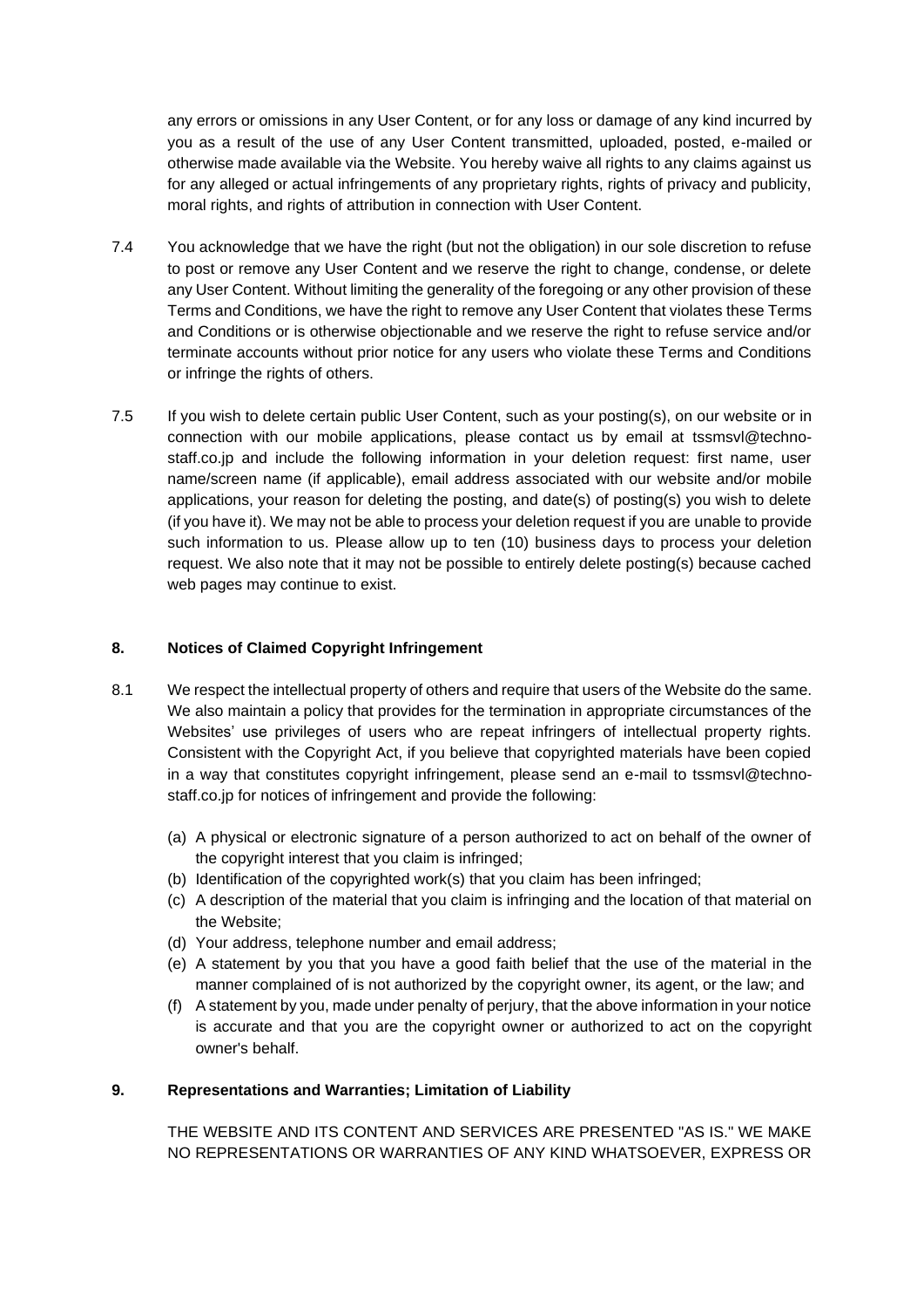any errors or omissions in any User Content, or for any loss or damage of any kind incurred by you as a result of the use of any User Content transmitted, uploaded, posted, e-mailed or otherwise made available via the Website. You hereby waive all rights to any claims against us for any alleged or actual infringements of any proprietary rights, rights of privacy and publicity, moral rights, and rights of attribution in connection with User Content.

7.4 You acknowledge that we have the right (but not the obligation) in our sole discretion to refuse to post or remove any User Content and we reserve the right to change, condense, or delete any User Content. Without limiting the generality of the foregoing or any other provision of these Terms and Conditions, we have the right to remove any User Content that violates these Terms and Conditions or is otherwise objectionable and we reserve the right to refuse service and/or terminate accounts without prior notice for any users who violate these Terms and Conditions or infringe the rights of others.

7.5 If you wish to delete certain public User Content, such as your posting(s), on our website or in connection with our mobile applications, please contact us by email at tssmsvl@techno-staff.co.jp and include the following information in your deletion request: first name, user name/screen name (if applicable), email address associated with our website and/or mobile applications, your reason for deleting the posting, and date(s) of posting(s) you wish to delete (if you have it). We may not be able to process your deletion request if you are unable to provide such information to us. Please allow up to ten (10) business days to process your deletion request. We also note that it may not be possible to entirely delete posting(s) because cached web pages may continue to exist.

## 8. Notices of Claimed Copyright Infringement

8.1 We respect the intellectual property of others and require that users of the Website do the same. We also maintain a policy that provides for the termination in appropriate circumstances of the Websites' use privileges of users who are repeat infringers of intellectual property rights. Consistent with the Copyright Act, if you believe that copyrighted materials have been copied in a way that constitutes copyright infringement, please send an e-mail to tssmsvl@techno-staff.co.jp for notices of infringement and provide the following:

(a) A physical or electronic signature of a person authorized to act on behalf of the owner of the copyright interest that you claim is infringed;
(b) Identification of the copyrighted work(s) that you claim has been infringed;
(c) A description of the material that you claim is infringing and the location of that material on the Website;
(d) Your address, telephone number and email address;
(e) A statement by you that you have a good faith belief that the use of the material in the manner complained of is not authorized by the copyright owner, its agent, or the law; and
(f) A statement by you, made under penalty of perjury, that the above information in your notice is accurate and that you are the copyright owner or authorized to act on the copyright owner's behalf.

## 9. Representations and Warranties; Limitation of Liability

THE WEBSITE AND ITS CONTENT AND SERVICES ARE PRESENTED "AS IS." WE MAKE NO REPRESENTATIONS OR WARRANTIES OF ANY KIND WHATSOEVER, EXPRESS OR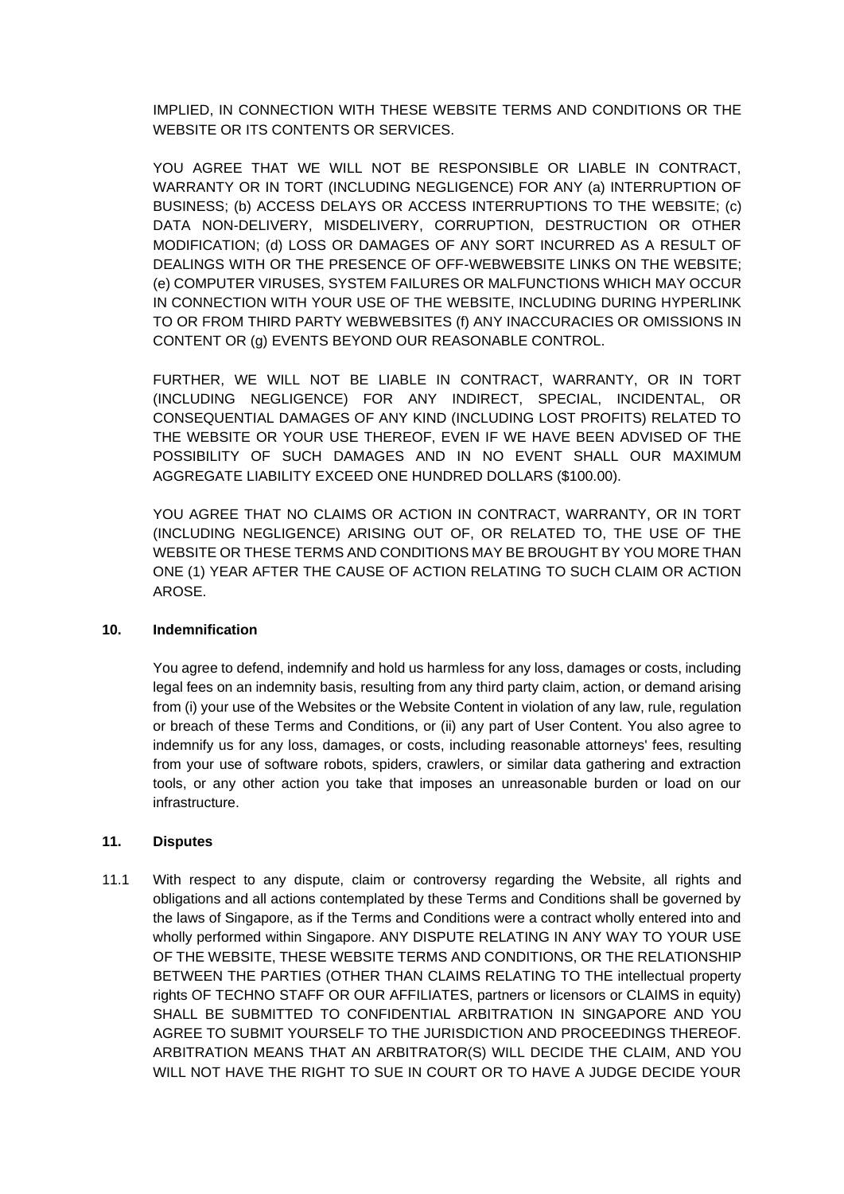IMPLIED, IN CONNECTION WITH THESE WEBSITE TERMS AND CONDITIONS OR THE WEBSITE OR ITS CONTENTS OR SERVICES.

YOU AGREE THAT WE WILL NOT BE RESPONSIBLE OR LIABLE IN CONTRACT, WARRANTY OR IN TORT (INCLUDING NEGLIGENCE) FOR ANY (a) INTERRUPTION OF BUSINESS; (b) ACCESS DELAYS OR ACCESS INTERRUPTIONS TO THE WEBSITE; (c) DATA NON-DELIVERY, MISDELIVERY, CORRUPTION, DESTRUCTION OR OTHER MODIFICATION; (d) LOSS OR DAMAGES OF ANY SORT INCURRED AS A RESULT OF DEALINGS WITH OR THE PRESENCE OF OFF-WEBWEBSITE LINKS ON THE WEBSITE; (e) COMPUTER VIRUSES, SYSTEM FAILURES OR MALFUNCTIONS WHICH MAY OCCUR IN CONNECTION WITH YOUR USE OF THE WEBSITE, INCLUDING DURING HYPERLINK TO OR FROM THIRD PARTY WEBWEBSITES (f) ANY INACCURACIES OR OMISSIONS IN CONTENT OR (g) EVENTS BEYOND OUR REASONABLE CONTROL.

FURTHER, WE WILL NOT BE LIABLE IN CONTRACT, WARRANTY, OR IN TORT (INCLUDING NEGLIGENCE) FOR ANY INDIRECT, SPECIAL, INCIDENTAL, OR CONSEQUENTIAL DAMAGES OF ANY KIND (INCLUDING LOST PROFITS) RELATED TO THE WEBSITE OR YOUR USE THEREOF, EVEN IF WE HAVE BEEN ADVISED OF THE POSSIBILITY OF SUCH DAMAGES AND IN NO EVENT SHALL OUR MAXIMUM AGGREGATE LIABILITY EXCEED ONE HUNDRED DOLLARS ($100.00).

YOU AGREE THAT NO CLAIMS OR ACTION IN CONTRACT, WARRANTY, OR IN TORT (INCLUDING NEGLIGENCE) ARISING OUT OF, OR RELATED TO, THE USE OF THE WEBSITE OR THESE TERMS AND CONDITIONS MAY BE BROUGHT BY YOU MORE THAN ONE (1) YEAR AFTER THE CAUSE OF ACTION RELATING TO SUCH CLAIM OR ACTION AROSE.

**10. Indemnification**

You agree to defend, indemnify and hold us harmless for any loss, damages or costs, including legal fees on an indemnity basis, resulting from any third party claim, action, or demand arising from (i) your use of the Websites or the Website Content in violation of any law, rule, regulation or breach of these Terms and Conditions, or (ii) any part of User Content. You also agree to indemnify us for any loss, damages, or costs, including reasonable attorneys' fees, resulting from your use of software robots, spiders, crawlers, or similar data gathering and extraction tools, or any other action you take that imposes an unreasonable burden or load on our infrastructure.

**11. Disputes**

11.1 With respect to any dispute, claim or controversy regarding the Website, all rights and obligations and all actions contemplated by these Terms and Conditions shall be governed by the laws of Singapore, as if the Terms and Conditions were a contract wholly entered into and wholly performed within Singapore. ANY DISPUTE RELATING IN ANY WAY TO YOUR USE OF THE WEBSITE, THESE WEBSITE TERMS AND CONDITIONS, OR THE RELATIONSHIP BETWEEN THE PARTIES (OTHER THAN CLAIMS RELATING TO THE intellectual property rights OF TECHNO STAFF OR OUR AFFILIATES, partners or licensors or CLAIMS in equity) SHALL BE SUBMITTED TO CONFIDENTIAL ARBITRATION IN SINGAPORE AND YOU AGREE TO SUBMIT YOURSELF TO THE JURISDICTION AND PROCEEDINGS THEREOF. ARBITRATION MEANS THAT AN ARBITRATOR(S) WILL DECIDE THE CLAIM, AND YOU WILL NOT HAVE THE RIGHT TO SUE IN COURT OR TO HAVE A JUDGE DECIDE YOUR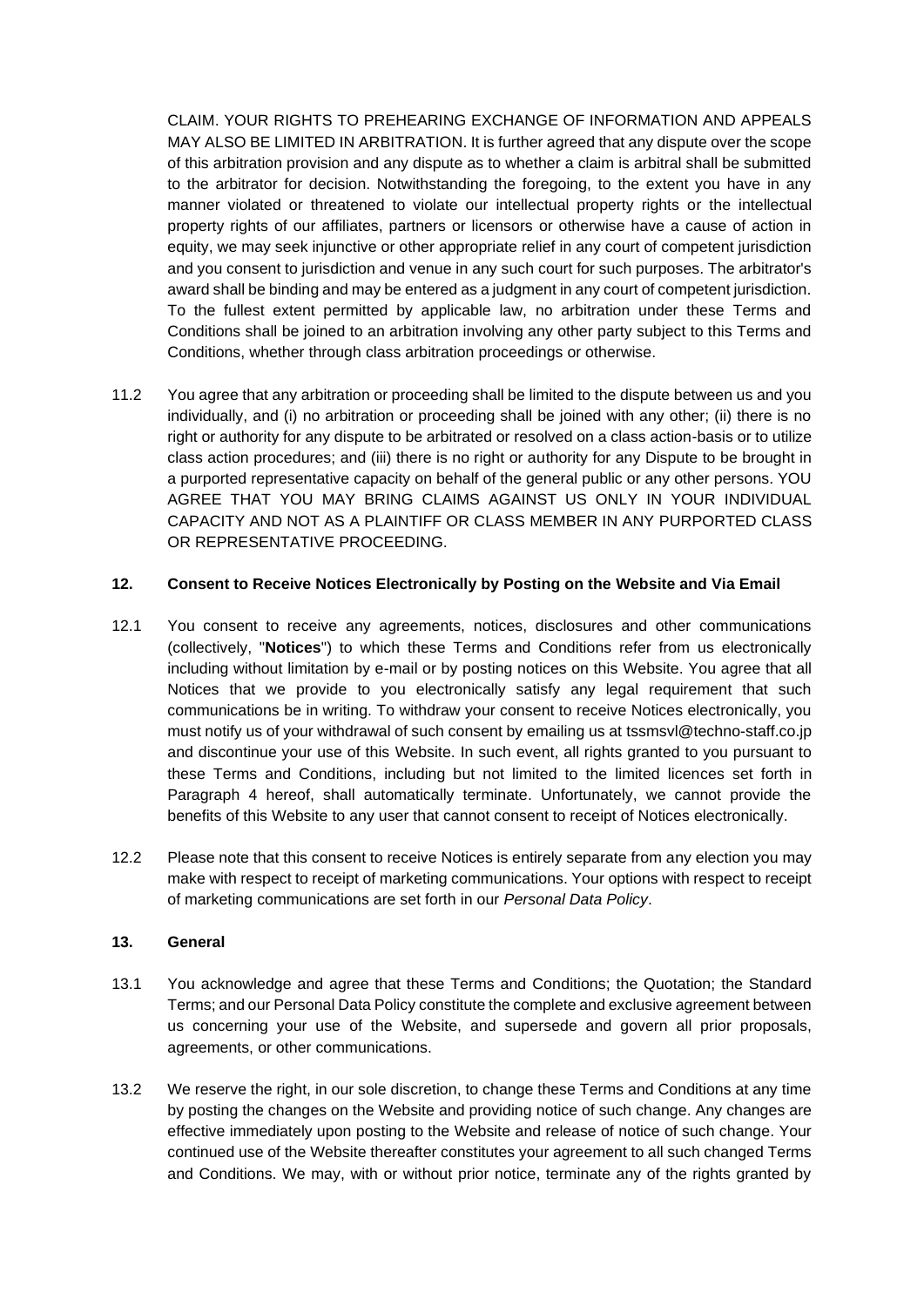CLAIM. YOUR RIGHTS TO PREHEARING EXCHANGE OF INFORMATION AND APPEALS MAY ALSO BE LIMITED IN ARBITRATION. It is further agreed that any dispute over the scope of this arbitration provision and any dispute as to whether a claim is arbitral shall be submitted to the arbitrator for decision. Notwithstanding the foregoing, to the extent you have in any manner violated or threatened to violate our intellectual property rights or the intellectual property rights of our affiliates, partners or licensors or otherwise have a cause of action in equity, we may seek injunctive or other appropriate relief in any court of competent jurisdiction and you consent to jurisdiction and venue in any such court for such purposes. The arbitrator's award shall be binding and may be entered as a judgment in any court of competent jurisdiction. To the fullest extent permitted by applicable law, no arbitration under these Terms and Conditions shall be joined to an arbitration involving any other party subject to this Terms and Conditions, whether through class arbitration proceedings or otherwise.

11.2 You agree that any arbitration or proceeding shall be limited to the dispute between us and you individually, and (i) no arbitration or proceeding shall be joined with any other; (ii) there is no right or authority for any dispute to be arbitrated or resolved on a class action-basis or to utilize class action procedures; and (iii) there is no right or authority for any Dispute to be brought in a purported representative capacity on behalf of the general public or any other persons. YOU AGREE THAT YOU MAY BRING CLAIMS AGAINST US ONLY IN YOUR INDIVIDUAL CAPACITY AND NOT AS A PLAINTIFF OR CLASS MEMBER IN ANY PURPORTED CLASS OR REPRESENTATIVE PROCEEDING.

**12. Consent to Receive Notices Electronically by Posting on the Website and Via Email**

12.1 You consent to receive any agreements, notices, disclosures and other communications (collectively, "**Notices**") to which these Terms and Conditions refer from us electronically including without limitation by e-mail or by posting notices on this Website. You agree that all Notices that we provide to you electronically satisfy any legal requirement that such communications be in writing. To withdraw your consent to receive Notices electronically, you must notify us of your withdrawal of such consent by emailing us at tssmsvl@techno-staff.co.jp and discontinue your use of this Website. In such event, all rights granted to you pursuant to these Terms and Conditions, including but not limited to the limited licences set forth in Paragraph 4 hereof, shall automatically terminate. Unfortunately, we cannot provide the benefits of this Website to any user that cannot consent to receipt of Notices electronically.

12.2 Please note that this consent to receive Notices is entirely separate from any election you may make with respect to receipt of marketing communications. Your options with respect to receipt of marketing communications are set forth in our *Personal Data Policy*.

**13. General**

13.1 You acknowledge and agree that these Terms and Conditions; the Quotation; the Standard Terms; and our Personal Data Policy constitute the complete and exclusive agreement between us concerning your use of the Website, and supersede and govern all prior proposals, agreements, or other communications.

13.2 We reserve the right, in our sole discretion, to change these Terms and Conditions at any time by posting the changes on the Website and providing notice of such change. Any changes are effective immediately upon posting to the Website and release of notice of such change. Your continued use of the Website thereafter constitutes your agreement to all such changed Terms and Conditions. We may, with or without prior notice, terminate any of the rights granted by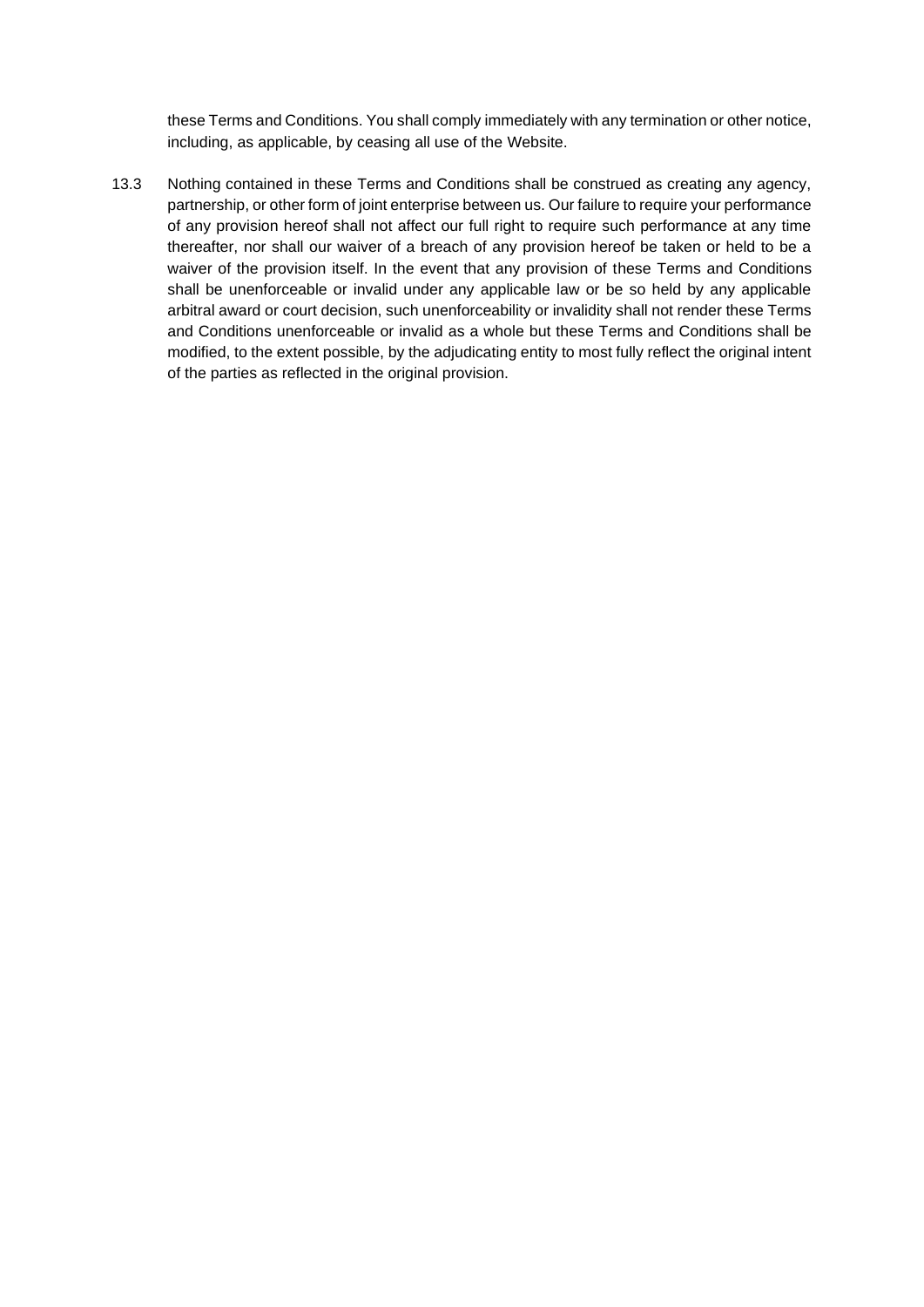these Terms and Conditions. You shall comply immediately with any termination or other notice, including, as applicable, by ceasing all use of the Website.

13.3 Nothing contained in these Terms and Conditions shall be construed as creating any agency, partnership, or other form of joint enterprise between us. Our failure to require your performance of any provision hereof shall not affect our full right to require such performance at any time thereafter, nor shall our waiver of a breach of any provision hereof be taken or held to be a waiver of the provision itself. In the event that any provision of these Terms and Conditions shall be unenforceable or invalid under any applicable law or be so held by any applicable arbitral award or court decision, such unenforceability or invalidity shall not render these Terms and Conditions unenforceable or invalid as a whole but these Terms and Conditions shall be modified, to the extent possible, by the adjudicating entity to most fully reflect the original intent of the parties as reflected in the original provision.